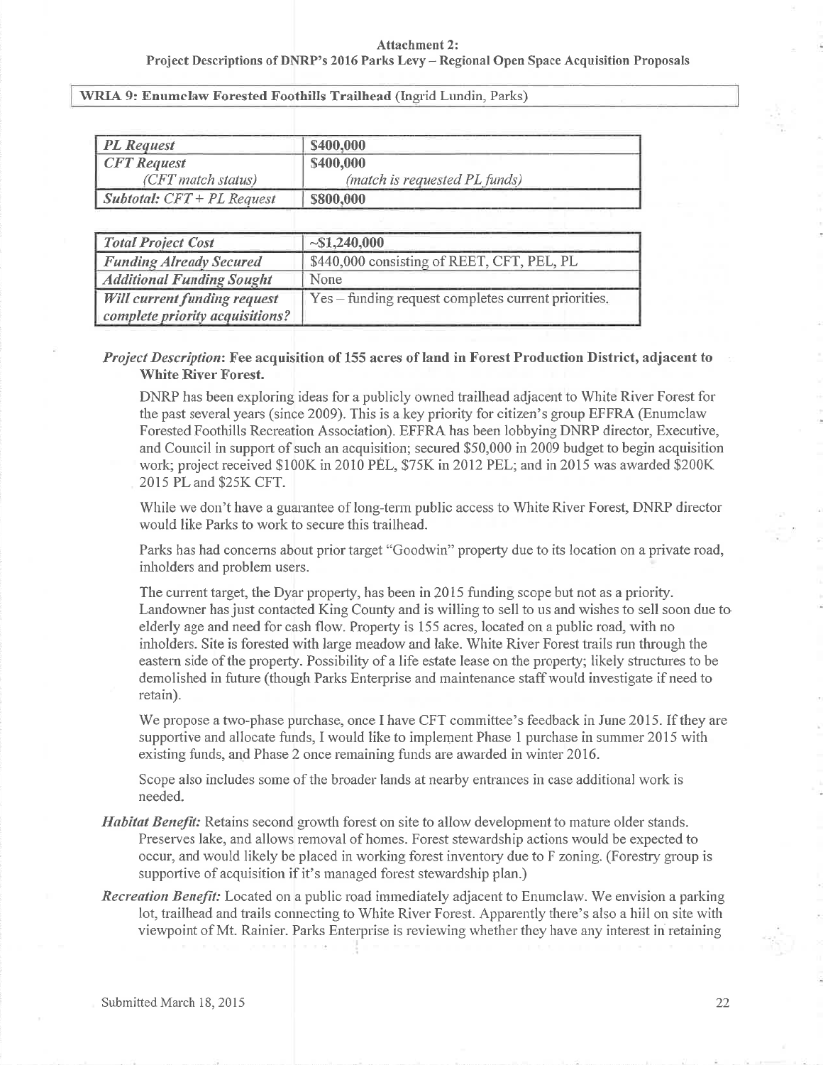**Attachment 2:**
**Project Descriptions of DNRP's 2016 Parks Levy – Regional Open Space Acquisition Proposals**

**WRIA 9: Enumclaw Forested Foothills Trailhead** (Ingrid Lundin, Parks)

| | |
|---|---|
| *PL Request* | **\$400,000** |
| *CFT Request* *(CFT match status)* | **\$400,000** *(match is requested PL funds)* |
| *Subtotal: CFT + PL Request* | **\$800,000** |

| | |
|---|---|
| *Total Project Cost* | **~\$1,240,000** |
| *Funding Already Secured* | \$440,000 consisting of REET, CFT, PEL, PL |
| *Additional Funding Sought* | None |
| *Will current funding request complete priority acquisitions?* | Yes – funding request completes current priorities. |

***Project Description*: Fee acquisition of 155 acres of land in Forest Production District, adjacent to White River Forest.**

DNRP has been exploring ideas for a publicly owned trailhead adjacent to White River Forest for the past several years (since 2009). This is a key priority for citizen's group EFFRA (Enumclaw Forested Foothills Recreation Association). EFFRA has been lobbying DNRP director, Executive, and Council in support of such an acquisition; secured \$50,000 in 2009 budget to begin acquisition work; project received \$100K in 2010 PEL, \$75K in 2012 PEL; and in 2015 was awarded \$200K 2015 PL and \$25K CFT.

While we don't have a guarantee of long-term public access to White River Forest, DNRP director would like Parks to work to secure this trailhead.

Parks has had concerns about prior target "Goodwin" property due to its location on a private road, inholders and problem users.

The current target, the Dyar property, has been in 2015 funding scope but not as a priority. Landowner has just contacted King County and is willing to sell to us and wishes to sell soon due to elderly age and need for cash flow. Property is 155 acres, located on a public road, with no inholders. Site is forested with large meadow and lake. White River Forest trails run through the eastern side of the property. Possibility of a life estate lease on the property; likely structures to be demolished in future (though Parks Enterprise and maintenance staff would investigate if need to retain).

We propose a two-phase purchase, once I have CFT committee's feedback in June 2015. If they are supportive and allocate funds, I would like to implement Phase 1 purchase in summer 2015 with existing funds, and Phase 2 once remaining funds are awarded in winter 2016.

Scope also includes some of the broader lands at nearby entrances in case additional work is needed.

***Habitat Benefit:*** Retains second growth forest on site to allow development to mature older stands. Preserves lake, and allows removal of homes. Forest stewardship actions would be expected to occur, and would likely be placed in working forest inventory due to F zoning. (Forestry group is supportive of acquisition if it's managed forest stewardship plan.)

***Recreation Benefit:*** Located on a public road immediately adjacent to Enumclaw. We envision a parking lot, trailhead and trails connecting to White River Forest. Apparently there's also a hill on site with viewpoint of Mt. Rainier. Parks Enterprise is reviewing whether they have any interest in retaining

Submitted March 18, 2015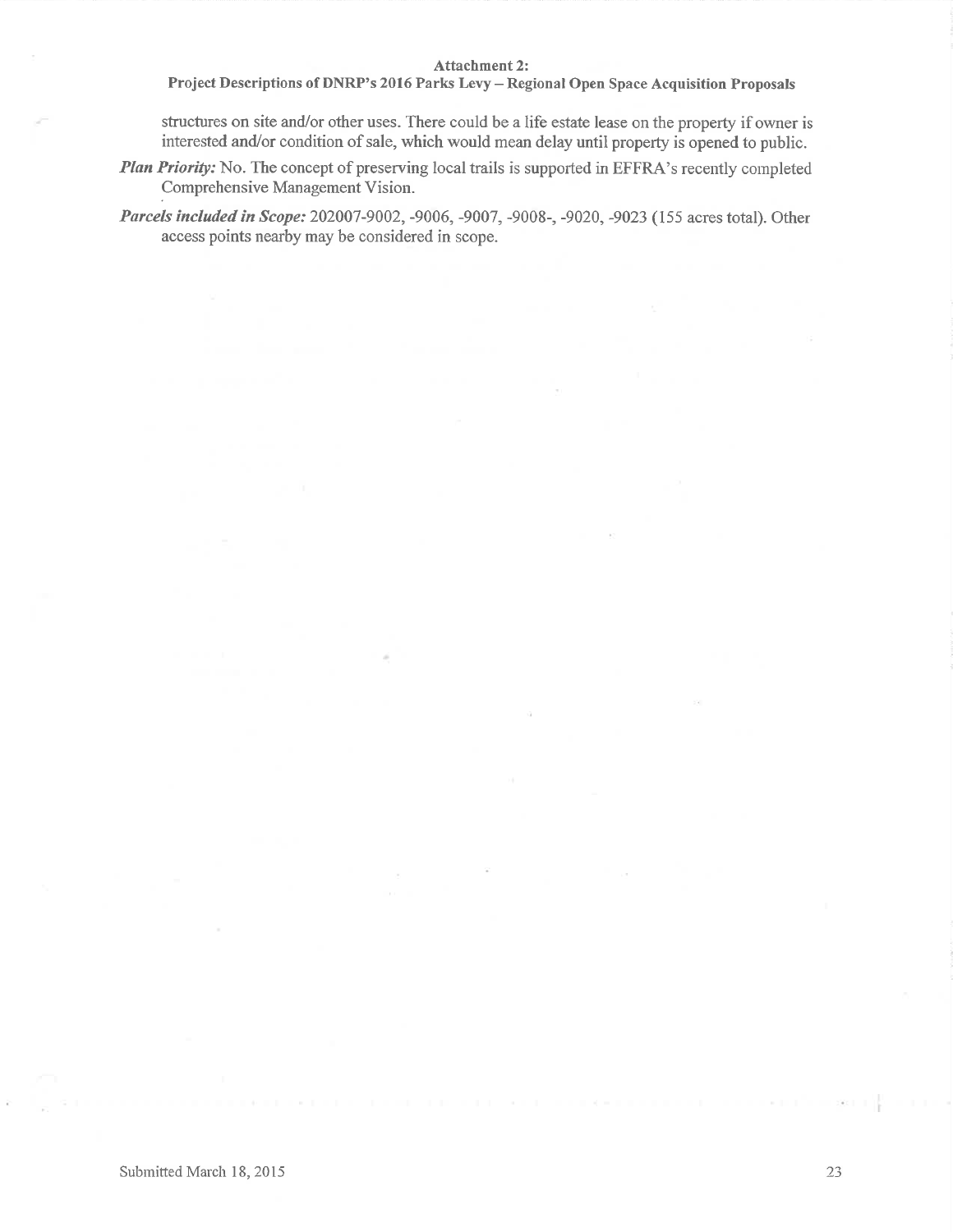structures on site and/or other uses. There could be a life estate lease on the property if owner is interested and/or condition of sale, which would mean delay until property is opened to public.

***Plan Priority:*** No. The concept of preserving local trails is supported in EFFRA's recently completed Comprehensive Management Vision.

***Parcels included in Scope:*** 202007-9002, -9006, -9007, -9008-, -9020, -9023 (155 acres total). Other access points nearby may be considered in scope.